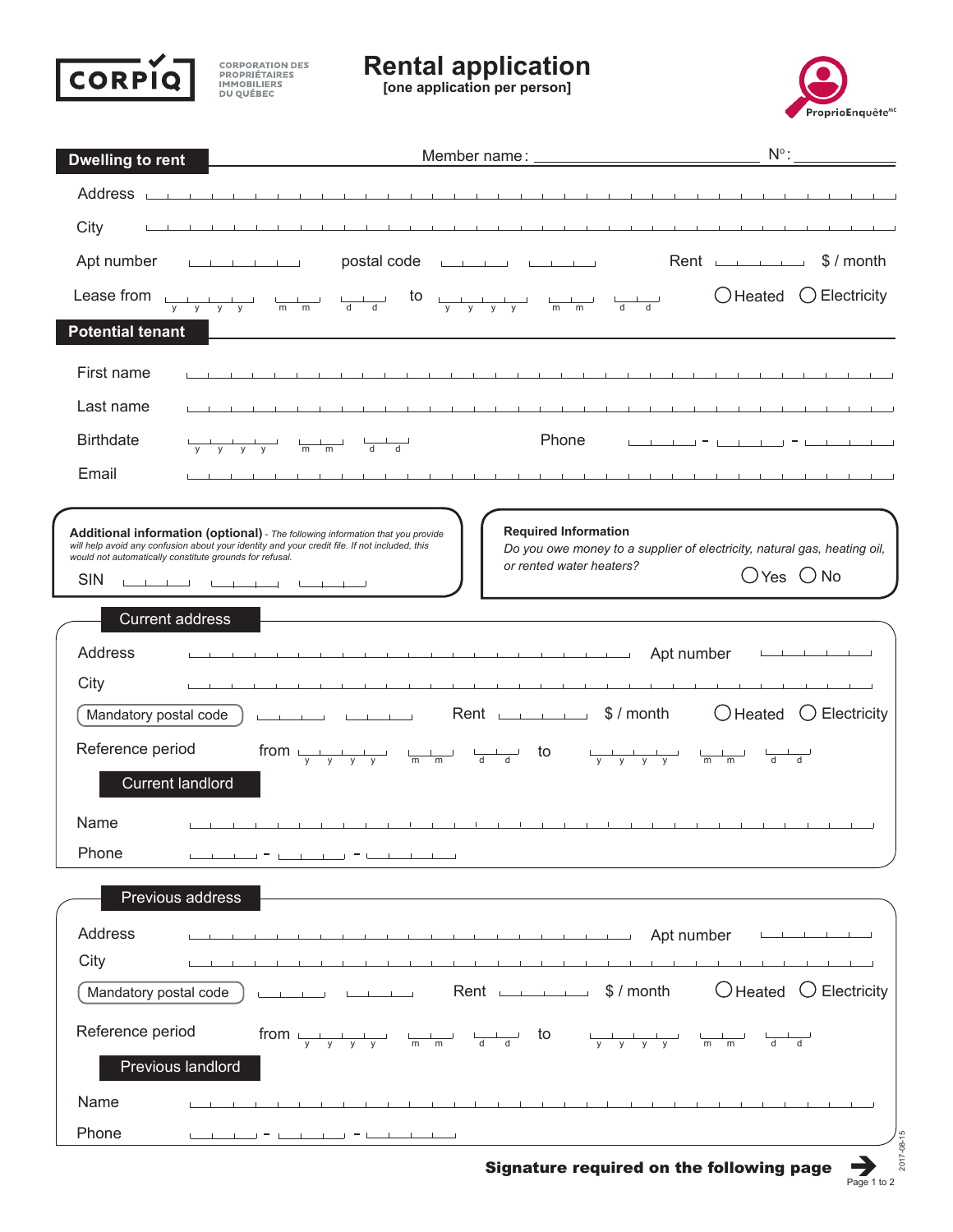CORPIQ

CORPORATION DES PROPRIÉTAIRES IMMOBILIERS DU QUÉBEC

# Rental application

**[one application per person]**

ProprioEnquête[MC]

## Dwelling to rent

Member name: ______________________ N°: __________

Address

City

Apt number    postal code    Rent    $ / month

Lease from y y y y m m d d to y y y y m m d d    ○ Heated ○ Electricity

## Potential tenant

First name

Last name

Birthdate y y y y m m d d    Phone - -

Email

**Additional information (optional)** - *The following information that you provide will help avoid any confusion about your identity and your credit file. If not included, this would not automatically constitute grounds for refusal.*

SIN

**Required Information**

*Do you owe money to a supplier of electricity, natural gas, heating oil, or rented water heaters?*    ○ Yes ○ No

## Current address

Address    Apt number

City

Mandatory postal code    Rent    $ / month    ○ Heated ○ Electricity

Reference period    from y y y y m m d d to y y y y m m d d

### Current landlord

Name

Phone - -

## Previous address

Address    Apt number

City

Mandatory postal code    Rent    $ / month    ○ Heated ○ Electricity

Reference period    from y y y y m m d d to y y y y m m d d

### Previous landlord

Name

Phone - -

**Signature required on the following page**

2017-08-15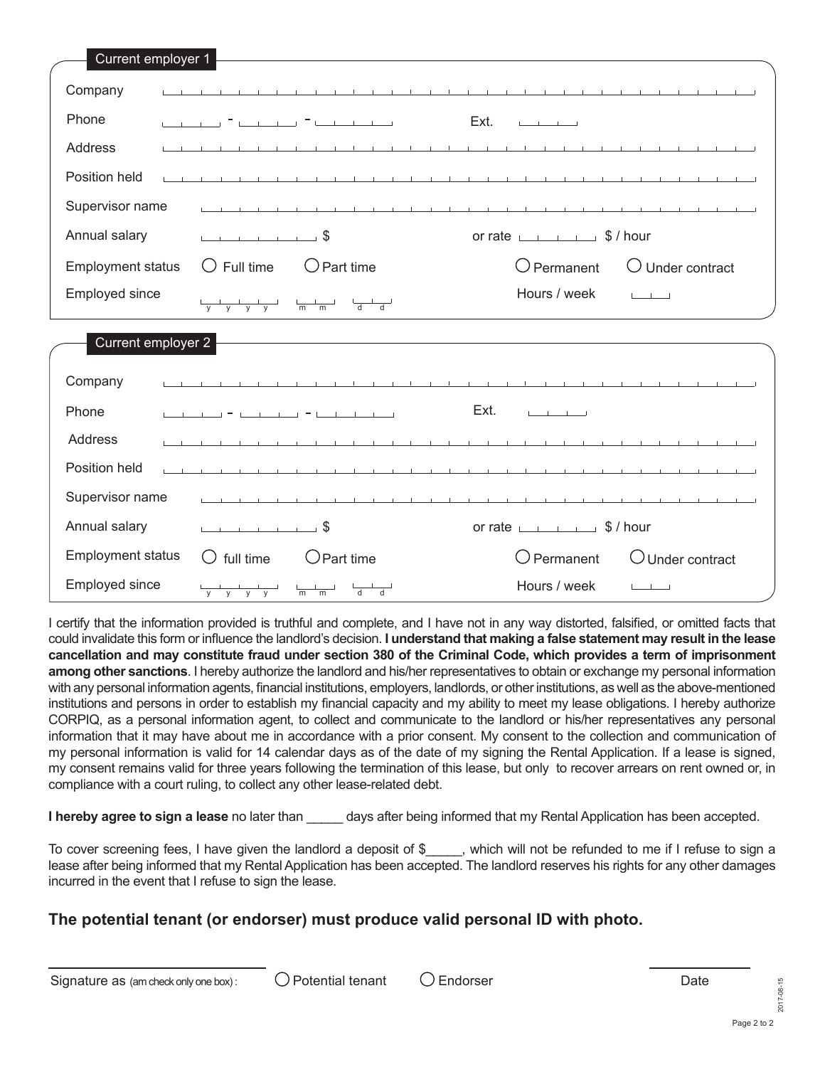## Current employer 1

Company ____________________

Phone ______ - ______ - ______ Ext. ______

Address ____________________

Position held ____________________

Supervisor name ____________________

Annual salary ______ $ or rate ______ $ / hour

Employment status ○ Full time ○ Part time ○ Permanent ○ Under contract

Employed since ____ (y y y y) __ (m m) __ (d d) Hours / week ____

## Current employer 2

Company ____________________

Phone ______ - ______ - ______ Ext. ______

Address ____________________

Position held ____________________

Supervisor name ____________________

Annual salary ______ $ or rate ______ $ / hour

Employment status ○ full time ○ Part time ○ Permanent ○ Under contract

Employed since ____ (y y y y) __ (m m) __ (d d) Hours / week ____

I certify that the information provided is truthful and complete, and I have not in any way distorted, falsified, or omitted facts that could invalidate this form or influence the landlord's decision. **I understand that making a false statement may result in the lease cancellation and may constitute fraud under section 380 of the Criminal Code, which provides a term of imprisonment among other sanctions**. I hereby authorize the landlord and his/her representatives to obtain or exchange my personal information with any personal information agents, financial institutions, employers, landlords, or other institutions, as well as the above-mentioned institutions and persons in order to establish my financial capacity and my ability to meet my lease obligations. I hereby authorize CORPIQ, as a personal information agent, to collect and communicate to the landlord or his/her representatives any personal information that it may have about me in accordance with a prior consent. My consent to the collection and communication of my personal information is valid for 14 calendar days as of the date of my signing the Rental Application. If a lease is signed, my consent remains valid for three years following the termination of this lease, but only to recover arrears on rent owned or, in compliance with a court ruling, to collect any other lease-related debt.

**I hereby agree to sign a lease** no later than _____ days after being informed that my Rental Application has been accepted.

To cover screening fees, I have given the landlord a deposit of $_____, which will not be refunded to me if I refuse to sign a lease after being informed that my Rental Application has been accepted. The landlord reserves his rights for any other damages incurred in the event that I refuse to sign the lease.

### The potential tenant (or endorser) must produce valid personal ID with photo.

Signature as (am check only one box) : ____________________ ○ Potential tenant ○ Endorser

Date ____________

2017-08-15